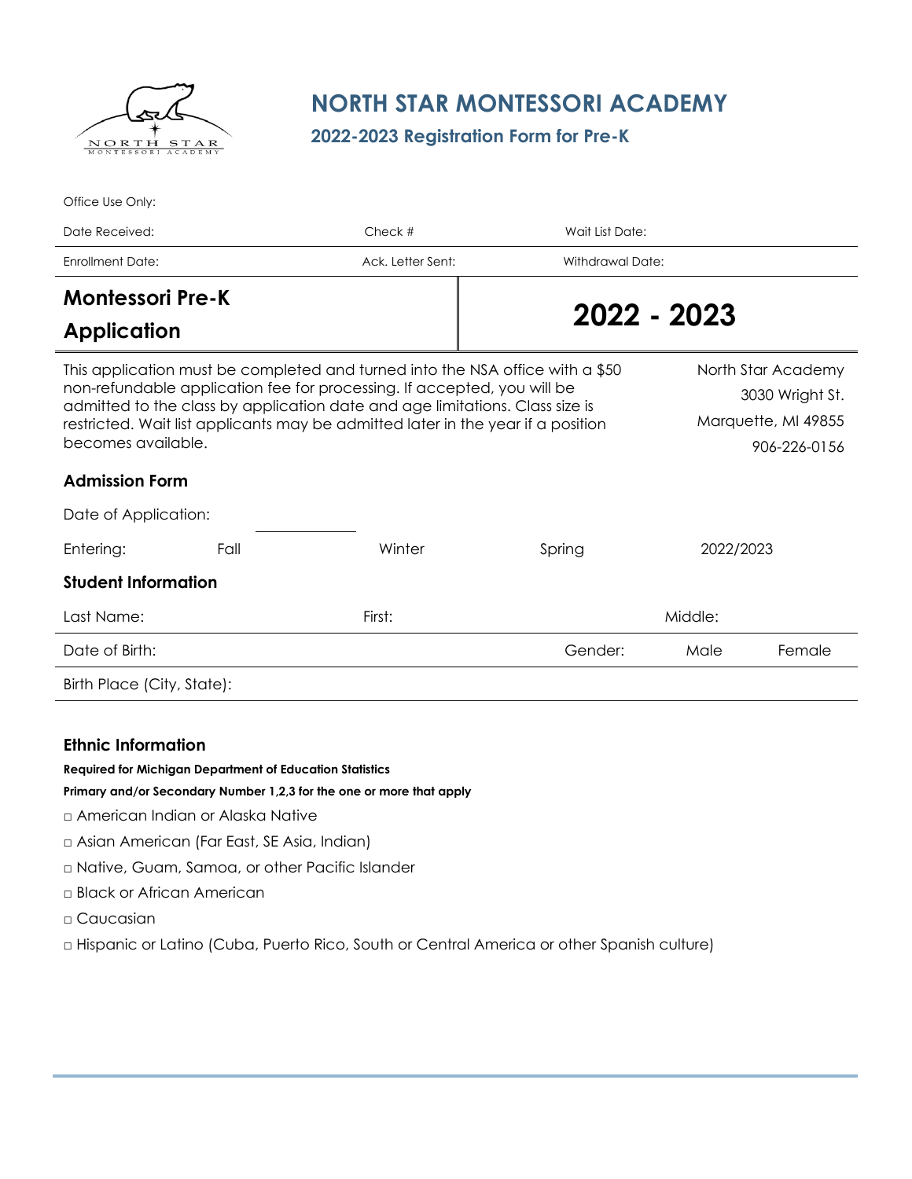# NORTH STAR MONTESSORI ACADEMY

## 2022-2023 Registration Form for Pre-K

Office Use Only:

| Date Received: | Check # | Wait List Date: |
|---|---|---|
| Enrollment Date: | Ack. Letter Sent: | Withdrawal Date: |

| **Montessori Pre-K Application** | **2022 - 2023** |
|---|---|

This application must be completed and turned into the NSA office with a $50 non-refundable application fee for processing. If accepted, you will be admitted to the class by application date and age limitations. Class size is restricted. Wait list applicants may be admitted later in the year if a position becomes available.

North Star Academy
3030 Wright St.
Marquette, MI 49855
906-226-0156

### Admission Form

Date of Application: ____________

Entering: Fall Winter Spring 2022/2023

### Student Information

| Last Name: | First: | Middle: |
|---|---|---|
| Date of Birth: | Gender: Male Female | |
| Birth Place (City, State): | | |

### Ethnic Information

**Required for Michigan Department of Education Statistics**

**Primary and/or Secondary Number 1,2,3 for the one or more that apply**

- □ American Indian or Alaska Native
- □ Asian American (Far East, SE Asia, Indian)
- □ Native, Guam, Samoa, or other Pacific Islander
- □ Black or African American
- □ Caucasian
- □ Hispanic or Latino (Cuba, Puerto Rico, South or Central America or other Spanish culture)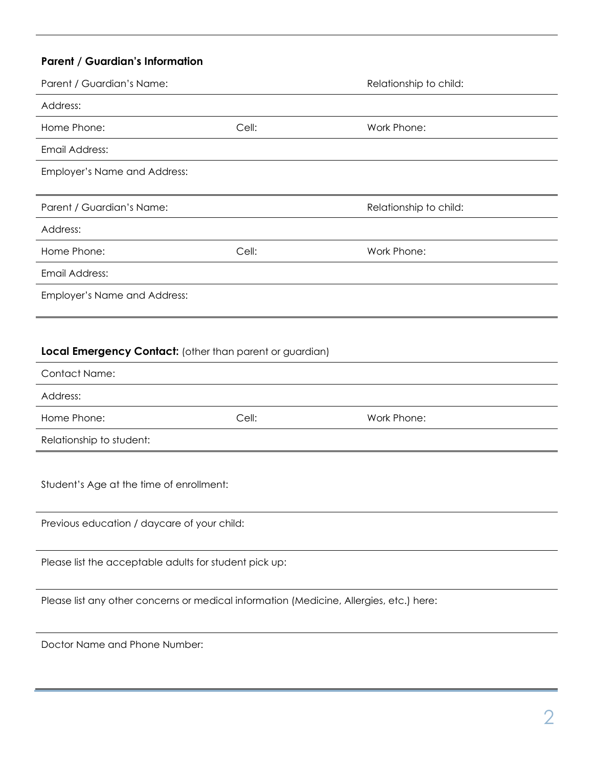**Parent / Guardian's Information**

| Parent / Guardian's Name: | | Relationship to child: |
|---|---|---|
| Address: | | |
| Home Phone: | Cell: | Work Phone: |
| Email Address: | | |
| Employer's Name and Address: | | |

| Parent / Guardian's Name: | | Relationship to child: |
|---|---|---|
| Address: | | |
| Home Phone: | Cell: | Work Phone: |
| Email Address: | | |
| Employer's Name and Address: | | |

**Local Emergency Contact:** (other than parent or guardian)

| Contact Name: | | |
|---|---|---|
| Address: | | |
| Home Phone: | Cell: | Work Phone: |
| Relationship to student: | | |

Student's Age at the time of enrollment:

Previous education / daycare of your child:

Please list the acceptable adults for student pick up:

Please list any other concerns or medical information (Medicine, Allergies, etc.) here:

Doctor Name and Phone Number: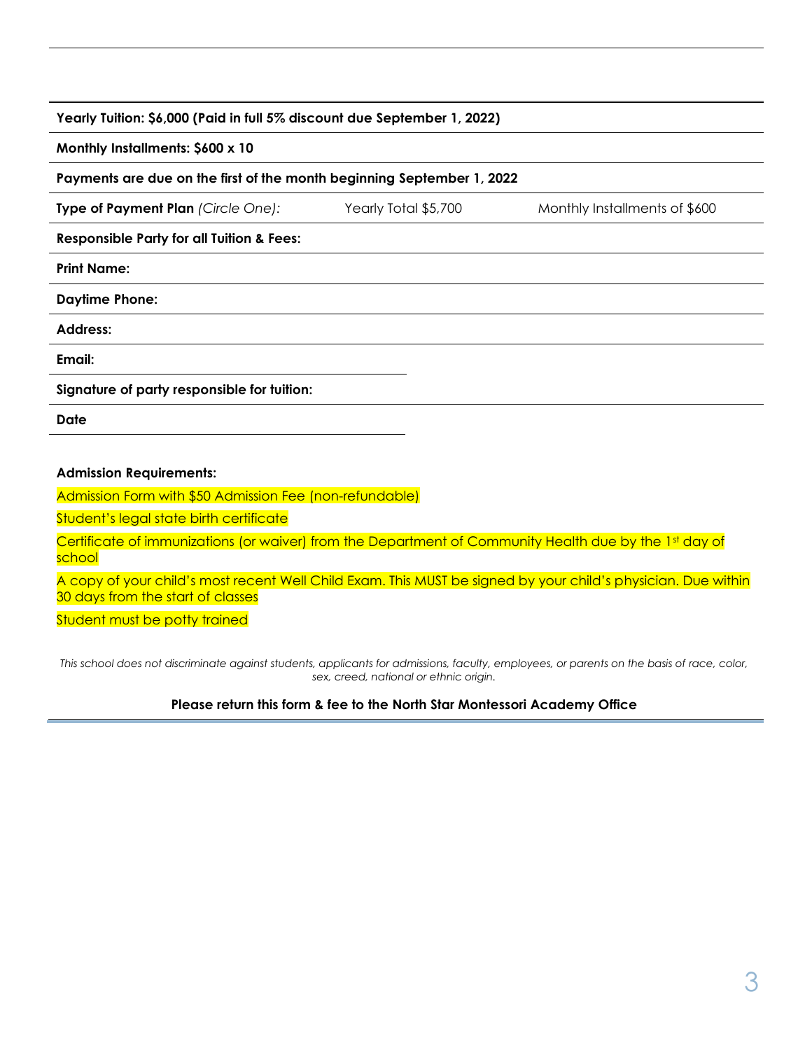**Yearly Tuition: $6,000 (Paid in full 5% discount due September 1, 2022)**

**Monthly Installments: $600 x 10**

**Payments are due on the first of the month beginning September 1, 2022**

| | | |
|---|---|---|
| **Type of Payment Plan** *(Circle One):* | Yearly Total $5,700 | Monthly Installments of $600 |

**Responsible Party for all Tuition & Fees:**

**Print Name:**

**Daytime Phone:**

**Address:**

**Email:**

**Signature of party responsible for tuition:**

**Date**

**Admission Requirements:**

Admission Form with $50 Admission Fee (non-refundable)

Student's legal state birth certificate

Certificate of immunizations (or waiver) from the Department of Community Health due by the 1st day of school

A copy of your child's most recent Well Child Exam. This MUST be signed by your child's physician. Due within 30 days from the start of classes

Student must be potty trained

*This school does not discriminate against students, applicants for admissions, faculty, employees, or parents on the basis of race, color, sex, creed, national or ethnic origin.*

**Please return this form & fee to the North Star Montessori Academy Office**